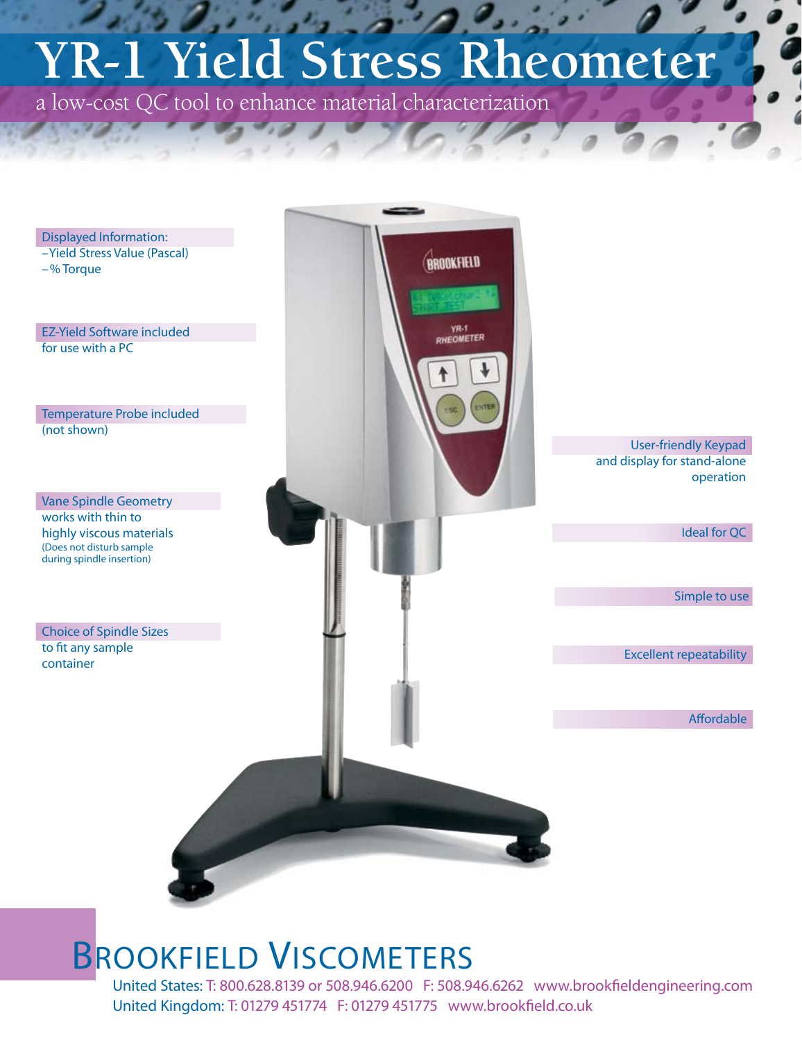# YR-1 Yield Stress Rheometer

a low-cost QC tool to enhance material characterization

**Displayed Information:**
- Yield Stress Value (Pascal)
- % Torque

**EZ-Yield Software included** for use with a PC

**Temperature Probe included** (not shown)

**Vane Spindle Geometry** works with thin to highly viscous materials (Does not disturb sample during spindle insertion)

**Choice of Spindle Sizes** to fit any sample container

**User-friendly Keypad** and display for stand-alone operation

**Ideal for QC**

**Simple to use**

**Excellent repeatability**

**Affordable**

## BROOKFIELD VISCOMETERS

United States: T: 800.628.8139 or 508.946.6200 F: 508.946.6262 www.brookfieldengineering.com
United Kingdom: T: 01279 451774 F: 01279 451775 www.brookfield.co.uk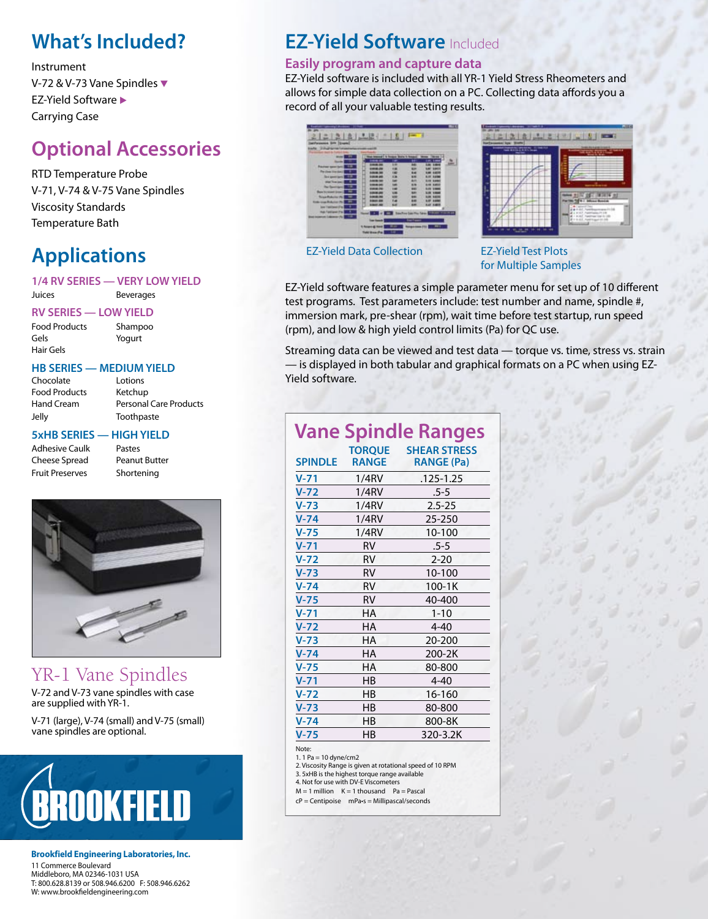## What's Included?

Instrument
V-72 & V-73 Vane Spindles ▼
EZ-Yield Software ▶
Carrying Case

## Optional Accessories

RTD Temperature Probe
V-71, V-74 & V-75 Vane Spindles
Viscosity Standards
Temperature Bath

## Applications

### 1/4 RV SERIES — VERY LOW YIELD

Juices
Beverages

### RV SERIES — LOW YIELD

Food Products
Gels
Hair Gels
Shampoo
Yogurt

### HB SERIES — MEDIUM YIELD

Chocolate
Food Products
Hand Cream
Jelly
Lotions
Ketchup
Personal Care Products
Toothpaste

### 5xHB SERIES — HIGH YIELD

Adhesive Caulk
Cheese Spread
Fruit Preserves
Pastes
Peanut Butter
Shortening

### YR-1 Vane Spindles

V-72 and V-73 vane spindles with case are supplied with YR-1.

V-71 (large), V-74 (small) and V-75 (small) vane spindles are optional.

BROOKFIELD

**Brookfield Engineering Laboratories, Inc.**
11 Commerce Boulevard
Middleboro, MA 02346-1031 USA
T: 800.628.8139 or 508.946.6200 F: 508.946.6262
W: www.brookfieldengineering.com

## EZ-Yield Software Included

### Easily program and capture data

EZ-Yield software is included with all YR-1 Yield Stress Rheometers and allows for simple data collection on a PC. Collecting data affords you a record of all your valuable testing results.

EZ-Yield Data Collection

EZ-Yield Test Plots for Multiple Samples

EZ-Yield software features a simple parameter menu for set up of 10 different test programs. Test parameters include: test number and name, spindle #, immersion mark, pre-shear (rpm), wait time before test startup, run speed (rpm), and low & high yield control limits (Pa) for QC use.

Streaming data can be viewed and test data — torque vs. time, stress vs. strain — is displayed in both tabular and graphical formats on a PC when using EZ-Yield software.

## Vane Spindle Ranges

| SPINDLE | TORQUE RANGE | SHEAR STRESS RANGE (Pa) |
|---|---|---|
| V-71 | 1/4RV | .125-1.25 |
| V-72 | 1/4RV | .5-5 |
| V-73 | 1/4RV | 2.5-25 |
| V-74 | 1/4RV | 25-250 |
| V-75 | 1/4RV | 10-100 |
| V-71 | RV | .5-5 |
| V-72 | RV | 2-20 |
| V-73 | RV | 10-100 |
| V-74 | RV | 100-1K |
| V-75 | RV | 40-400 |
| V-71 | HA | 1-10 |
| V-72 | HA | 4-40 |
| V-73 | HA | 20-200 |
| V-74 | HA | 200-2K |
| V-75 | HA | 80-800 |
| V-71 | HB | 4-40 |
| V-72 | HB | 16-160 |
| V-73 | HB | 80-800 |
| V-74 | HB | 800-8K |
| V-75 | HB | 320-3.2K |

Note:
1. 1 Pa = 10 dyne/cm2
2. Viscosity Range is given at rotational speed of 10 RPM
3. 5xHB is the highest torque range available
4. Not for use with DV-E Viscometers

M = 1 million  K = 1 thousand  Pa = Pascal
cP = Centipoise  mPa•s = Millipascal/seconds